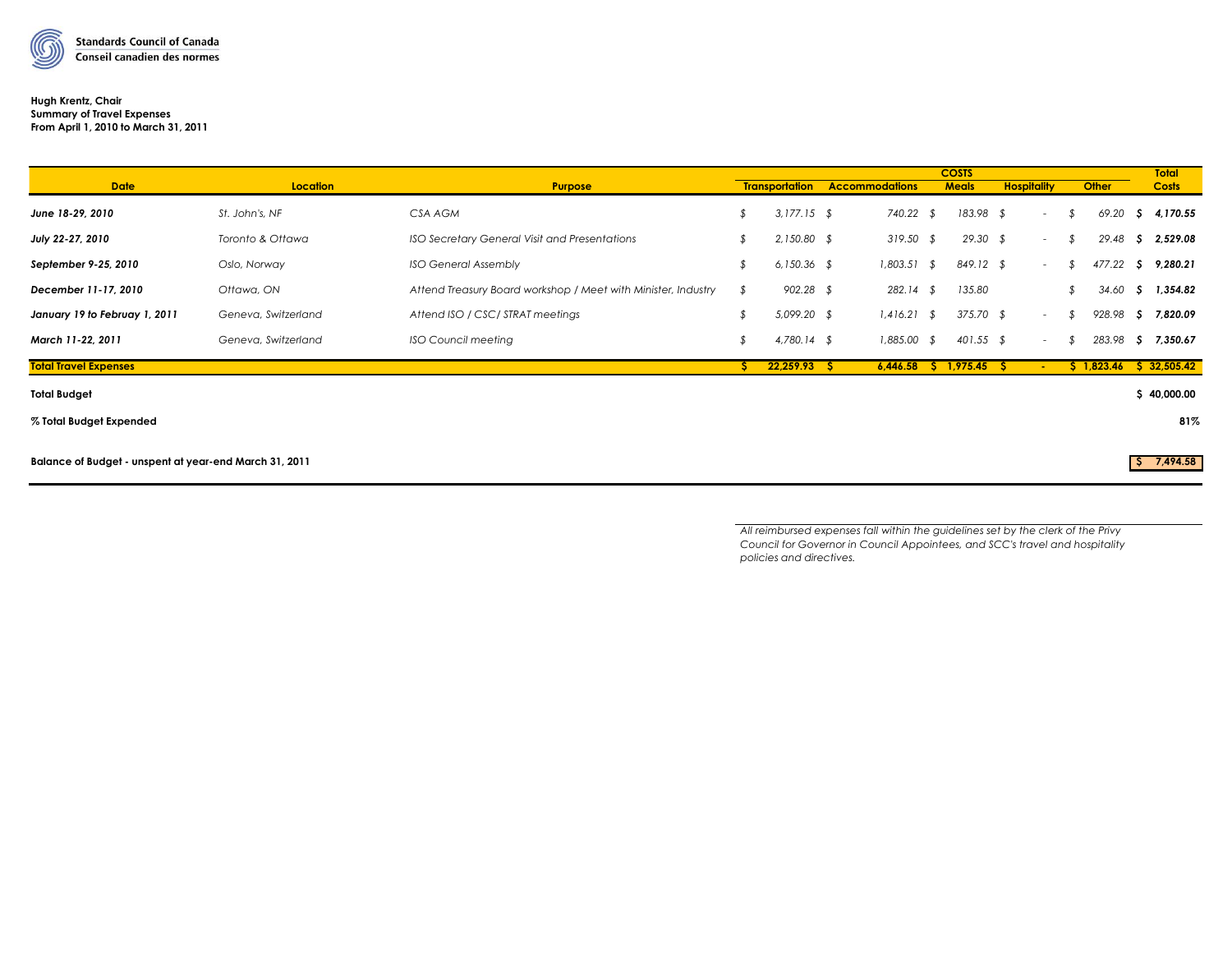Standards Council of Canada
Conseil canadien des normes

**Hugh Krentz, Chair**
**Summary of Travel Expenses**
**From April 1, 2010 to March 31, 2011**

| Date | Location | Purpose | COSTS | | | | | Total |
|---|---|---|---|---|---|---|---|---|
| | | | Transportation | Accommodations | Meals | Hospitality | Other | Costs |
| ***June 18-29, 2010*** | *St. John's, NF* | *CSA AGM* | *$ 3,177.15* | *$ 740.22* | *$ 183.98* | *$ -* | *$ 69.20* | ***$ 4,170.55*** |
| ***July 22-27, 2010*** | *Toronto & Ottawa* | *ISO Secretary General Visit and Presentations* | *$ 2,150.80* | *$ 319.50* | *$ 29.30* | *$ -* | *$ 29.48* | ***$ 2,529.08*** |
| ***September 9-25, 2010*** | *Oslo, Norway* | *ISO General Assembly* | *$ 6,150.36* | *$ 1,803.51* | *$ 849.12* | *$ -* | *$ 477.22* | ***$ 9,280.21*** |
| ***December 11-17, 2010*** | *Ottawa, ON* | *Attend Treasury Board workshop / Meet with Minister, Industry* | *$ 902.28* | *$ 282.14* | *$ 135.80* | | *$ 34.60* | ***$ 1,354.82*** |
| ***January 19 to Februay 1, 2011*** | *Geneva, Switzerland* | *Attend ISO / CSC/ STRAT meetings* | *$ 5,099.20* | *$ 1,416.21* | *$ 375.70* | *$ -* | *$ 928.98* | ***$ 7,820.09*** |
| ***March 11-22, 2011*** | *Geneva, Switzerland* | *ISO Council meeting* | *$ 4,780.14* | *$ 1,885.00* | *$ 401.55* | *$ -* | *$ 283.98* | ***$ 7,350.67*** |
| **Total Travel Expenses** | | | **$ 22,259.93** | **$ 6,446.58** | **$ 1,975.45** | **$ -** | **$ 1,823.46** | **$ 32,505.42** |
| **Total Budget** | | | | | | | | **$ 40,000.00** |
| **% Total Budget Expended** | | | | | | | | **81%** |
| **Balance of Budget - unspent at year-end March 31, 2011** | | | | | | | | **$ 7,494.58** |

*All reimbursed expenses fall within the guidelines set by the clerk of the Privy Council for Governor in Council Appointees, and SCC's travel and hospitality policies and directives.*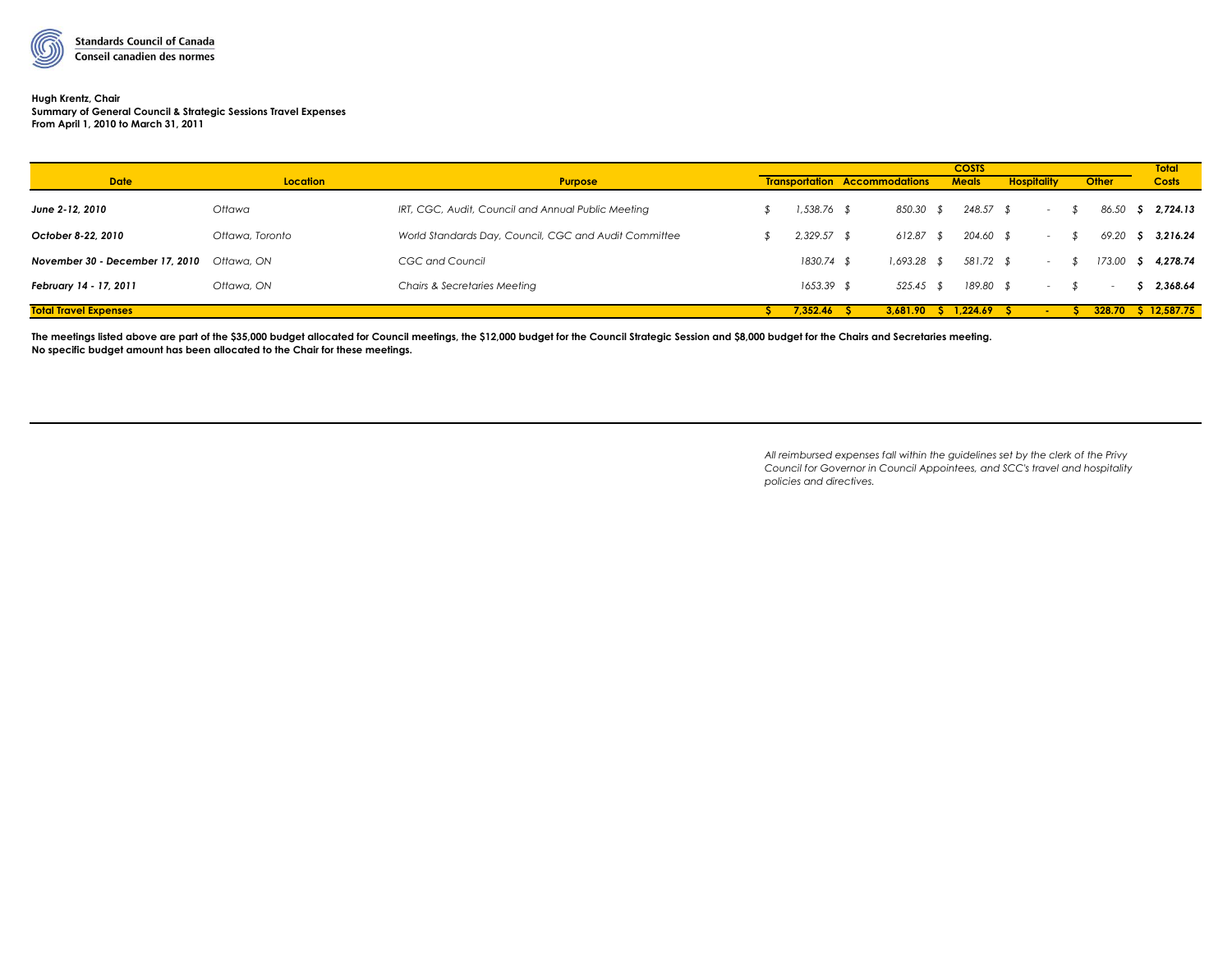Standards Council of Canada
Conseil canadien des normes

**Hugh Krentz, Chair**
**Summary of General Council & Strategic Sessions Travel Expenses**
**From April 1, 2010 to March 31, 2011**

| Date | Location | Purpose | COSTS Transportation | Accommodations | Meals | Hospitality | Other | Total Costs |
|---|---|---|---|---|---|---|---|---|
| ***June 2-12, 2010*** | *Ottawa* | *IRT, CGC, Audit, Council and Annual Public Meeting* | *$ 1,538.76* | *$ 850.30* | *$ 248.57* | *$ -* | *$ 86.50* | ***$ 2,724.13*** |
| ***October 8-22, 2010*** | *Ottawa, Toronto* | *World Standards Day, Council, CGC and Audit Committee* | *$ 2,329.57* | *$ 612.87* | *$ 204.60* | *$ -* | *$ 69.20* | ***$ 3,216.24*** |
| ***November 30 - December 17, 2010*** | *Ottawa, ON* | *CGC and Council* | *1830.74* | *$ 1,693.28* | *$ 581.72* | *$ -* | *$ 173.00* | ***$ 4,278.74*** |
| ***February 14 - 17, 2011*** | *Ottawa, ON* | *Chairs & Secretaries Meeting* | *1653.39* | *$ 525.45* | *$ 189.80* | *$ -* | *$ -* | ***$ 2,368.64*** |
| **Total Travel Expenses** | | | **$ 7,352.46** | **$ 3,681.90** | **$ 1,224.69** | **$ -** | **$ 328.70** | **$ 12,587.75** |

**The meetings listed above are part of the $35,000 budget allocated for Council meetings, the $12,000 budget for the Council Strategic Session and $8,000 budget for the Chairs and Secretaries meeting.**
**No specific budget amount has been allocated to the Chair for these meetings.**

*All reimbursed expenses fall within the guidelines set by the clerk of the Privy Council for Governor in Council Appointees, and SCC's travel and hospitality policies and directives.*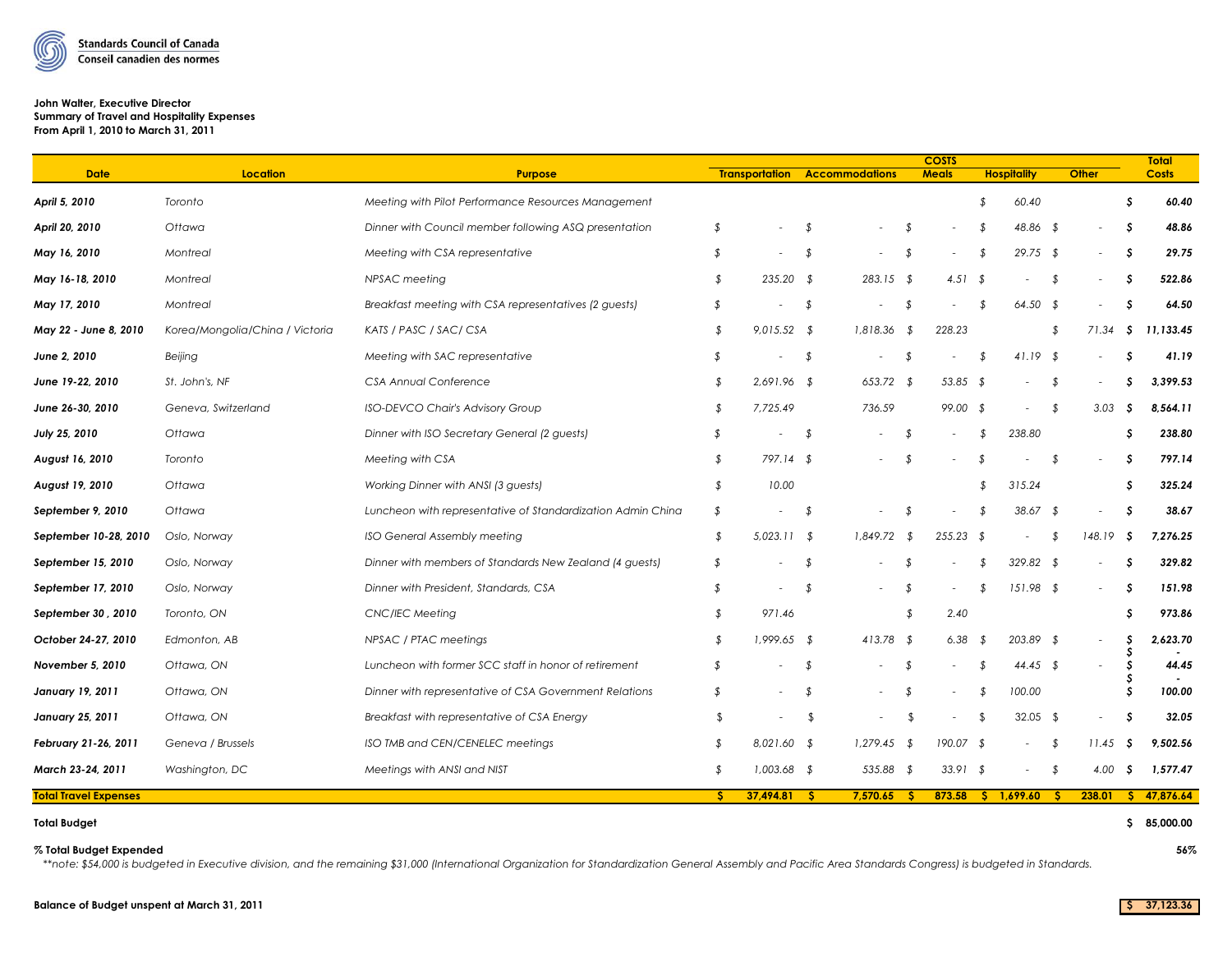Standards Council of Canada
Conseil canadien des normes

**John Walter, Executive Director**
**Summary of Travel and Hospitality Expenses**
**From April 1, 2010 to March 31, 2011**

| Date | Location | Purpose | COSTS Transportation | Accommodations | Meals | Hospitality | Other | Total Costs |
|---|---|---|---|---|---|---|---|---|
| ***April 5, 2010*** | *Toronto* | *Meeting with Pilot Performance Resources Management* | | | | *$ 60.40* | | ***$ 60.40*** |
| ***April 20, 2010*** | *Ottawa* | *Dinner with Council member following ASQ presentation* | *$ -* | *$ -* | *$ -* | *$ 48.86* | *$ -* | ***$ 48.86*** |
| ***May 16, 2010*** | *Montreal* | *Meeting with CSA representative* | *$ -* | *$ -* | *$ -* | *$ 29.75* | *$ -* | ***$ 29.75*** |
| ***May 16-18, 2010*** | *Montreal* | *NPSAC meeting* | *$ 235.20* | *$ 283.15* | *$ 4.51* | *$ -* | *$ -* | ***$ 522.86*** |
| ***May 17, 2010*** | *Montreal* | *Breakfast meeting with CSA representatives (2 guests)* | *$ -* | *$ -* | *$ -* | *$ 64.50* | *$ -* | ***$ 64.50*** |
| ***May 22 - June 8, 2010*** | *Korea/Mongolia/China / Victoria* | *KATS / PASC / SAC/ CSA* | *$ 9,015.52* | *$ 1,818.36* | *$ 228.23* | | *$ 71.34* | ***$ 11,133.45*** |
| ***June 2, 2010*** | *Beijing* | *Meeting with SAC representative* | *$ -* | *$ -* | *$ -* | *$ 41.19* | *$ -* | ***$ 41.19*** |
| ***June 19-22, 2010*** | *St. John's, NF* | *CSA Annual Conference* | *$ 2,691.96* | *$ 653.72* | *$ 53.85* | *$ -* | *$ -* | ***$ 3,399.53*** |
| ***June 26-30, 2010*** | *Geneva, Switzerland* | *ISO-DEVCO Chair's Advisory Group* | *$ 7,725.49* | *736.59* | *99.00* | *$ -* | *$ 3.03* | ***$ 8,564.11*** |
| ***July 25, 2010*** | *Ottawa* | *Dinner with ISO Secretary General (2 guests)* | *$ -* | *$ -* | *$ -* | *$ 238.80* | | ***$ 238.80*** |
| ***August 16, 2010*** | *Toronto* | *Meeting with CSA* | *$ 797.14* | *$ -* | *$ -* | *$ -* | *$ -* | ***$ 797.14*** |
| ***August 19, 2010*** | *Ottawa* | *Working Dinner with ANSI (3 guests)* | *$ 10.00* | | | *$ 315.24* | | ***$ 325.24*** |
| ***September 9, 2010*** | *Ottawa* | *Luncheon with representative of Standardization Admin China* | *$ -* | *$ -* | *$ -* | *$ 38.67* | *$ -* | ***$ 38.67*** |
| ***September 10-28, 2010*** | *Oslo, Norway* | *ISO General Assembly meeting* | *$ 5,023.11* | *$ 1,849.72* | *$ 255.23* | *$ -* | *$ 148.19* | ***$ 7,276.25*** |
| ***September 15, 2010*** | *Oslo, Norway* | *Dinner with members of Standards New Zealand (4 guests)* | *$ -* | *$ -* | *$ -* | *$ 329.82* | *$ -* | ***$ 329.82*** |
| ***September 17, 2010*** | *Oslo, Norway* | *Dinner with President, Standards, CSA* | *$ -* | *$ -* | *$ -* | *$ 151.98* | *$ -* | ***$ 151.98*** |
| ***September 30 , 2010*** | *Toronto, ON* | *CNC/IEC Meeting* | *$ 971.46* | | *$ 2.40* | | | ***$ 973.86*** |
| ***October 24-27, 2010*** | *Edmonton, AB* | *NPSAC / PTAC meetings* | *$ 1,999.65* | *$ 413.78* | *$ 6.38* | *$ 203.89* | *$ -* | ***$ 2,623.70*** |
| ***November 5, 2010*** | *Ottawa, ON* | *Luncheon with former SCC staff in honor of retirement* | *$ -* | *$ -* | *$ -* | *$ 44.45* | *$ -* | ***$ 44.45*** |
| ***January 19, 2011*** | *Ottawa, ON* | *Dinner with representative of CSA Government Relations* | *$ -* | *$ -* | *$ -* | *$ 100.00* | | ***$ 100.00*** |
| ***January 25, 2011*** | *Ottawa, ON* | *Breakfast with representative of CSA Energy* | *$ -* | *$ -* | *$ -* | *$ 32.05* | *$ -* | ***$ 32.05*** |
| ***February 21-26, 2011*** | *Geneva / Brussels* | *ISO TMB and CEN/CENELEC meetings* | *$ 8,021.60* | *$ 1,279.45* | *$ 190.07* | *$ -* | *$ 11.45* | ***$ 9,502.56*** |
| ***March 23-24, 2011*** | *Washington, DC* | *Meetings with ANSI and NIST* | *$ 1,003.68* | *$ 535.88* | *$ 33.91* | *$ -* | *$ 4.00* | ***$ 1,577.47*** |
| **Total Travel Expenses** | | | **$ 37,494.81** | **$ 7,570.65** | **$ 873.58** | **$ 1,699.60** | **$ 238.01** | **$ 47,876.64** |

**Total Budget** **$ 85,000.00**

**% Total Budget Expended** **56%**

*\*\*note: $54,000 is budgeted in Executive division, and the remaining $31,000 (International Organization for Standardization General Assembly and Pacific Area Standards Congress) is budgeted in Standards.*

**Balance of Budget unspent at March 31, 2011** **$ 37,123.36**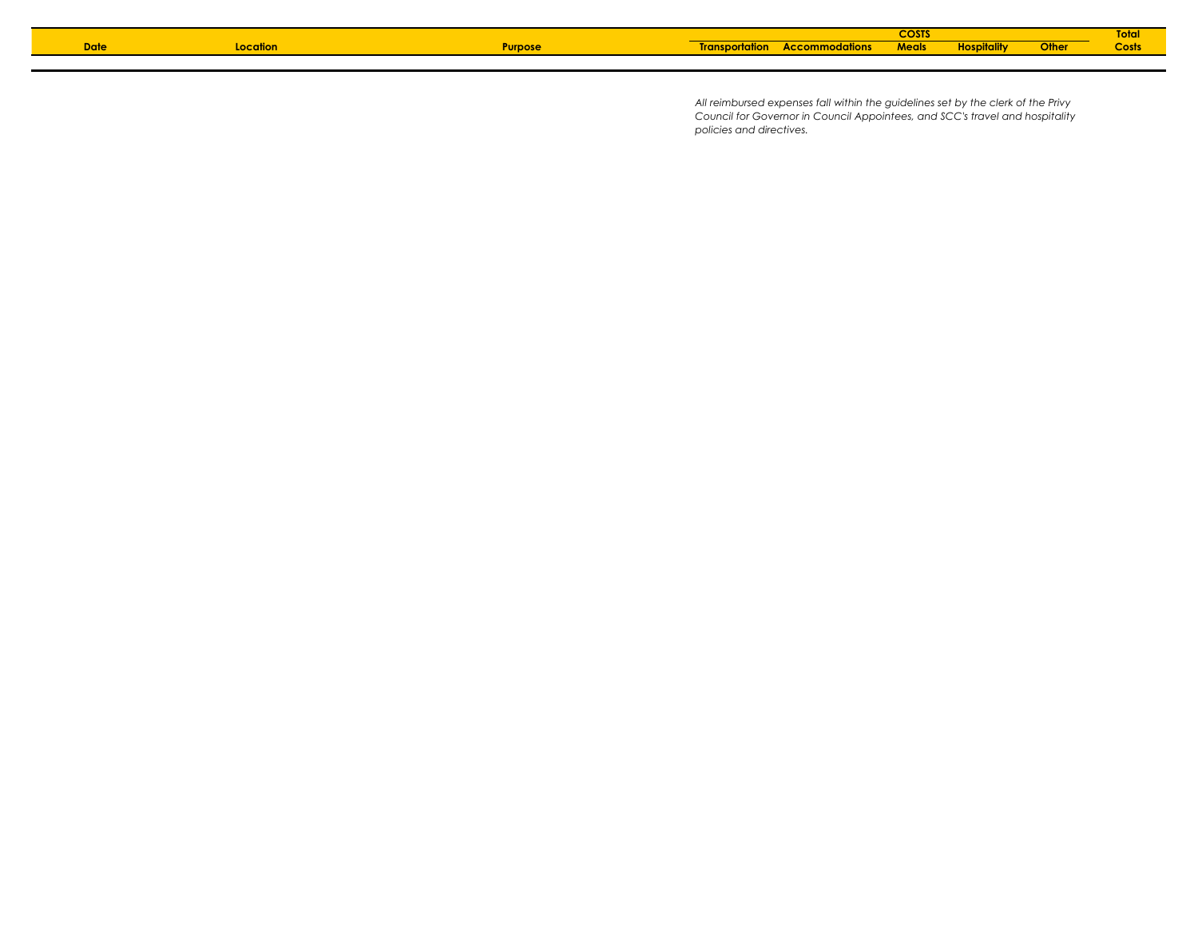| Date | Location | Purpose | COSTS | | | | | Total Costs |
|---|---|---|---|---|---|---|---|---|
| | | | Transportation | Accommodations | Meals | Hospitality | Other | |

*All reimbursed expenses fall within the guidelines set by the clerk of the Privy Council for Governor in Council Appointees, and SCC's travel and hospitality policies and directives.*